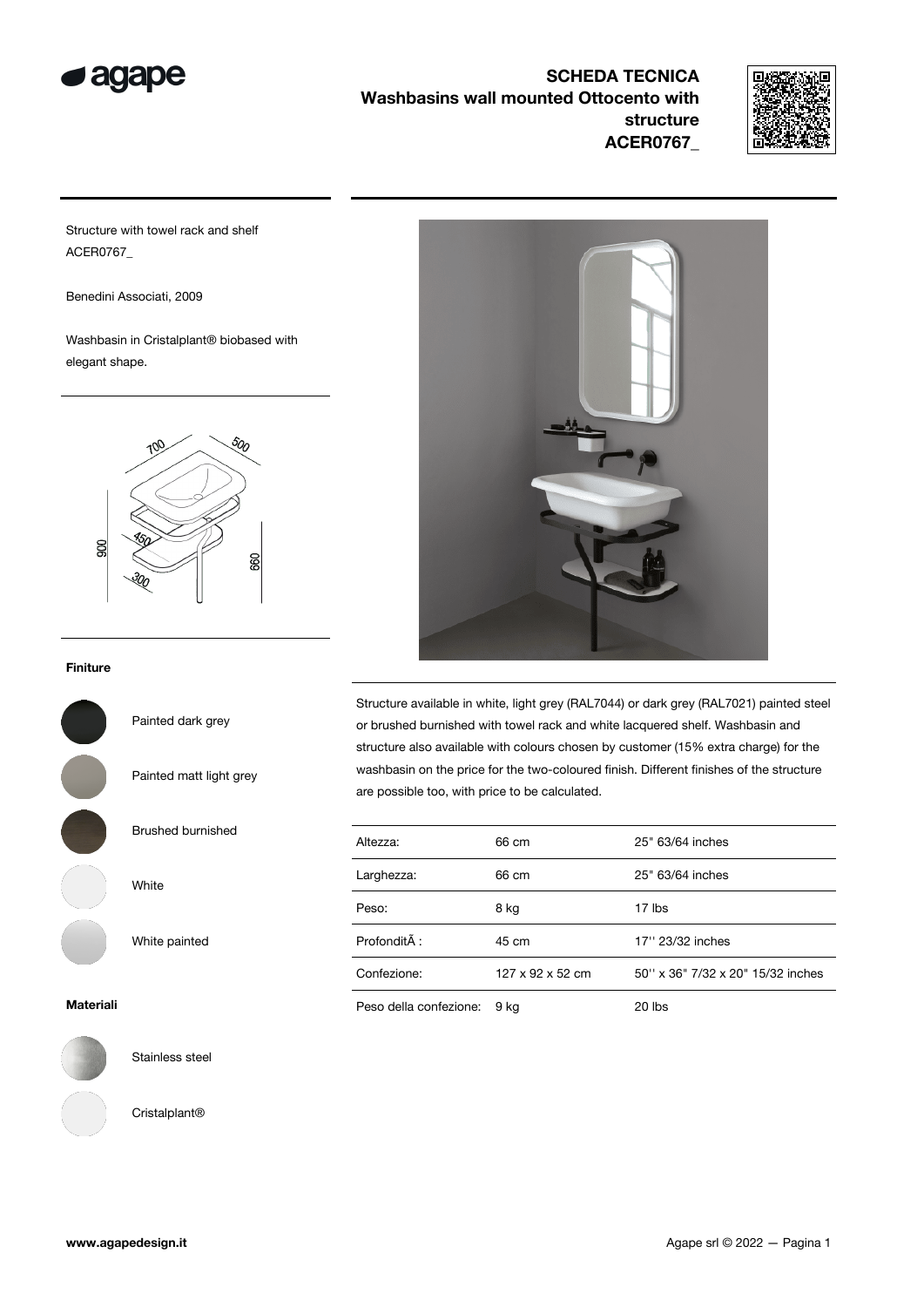# SCHEDA TECNICA

## Washbasins wall mounted Ottocento with structure ACER0767_

Structure with towel rack and shelf
ACER0767_

Benedini Associati, 2009

Washbasin in Cristalplant® biobased with elegant shape.

### Finiture

- Painted dark grey
- Painted matt light grey
- Brushed burnished
- White
- White painted

### Materiali

- Stainless steel
- Cristalplant®

Structure available in white, light grey (RAL7044) or dark grey (RAL7021) painted steel or brushed burnished with towel rack and white lacquered shelf. Washbasin and structure also available with colours chosen by customer (15% extra charge) for the washbasin on the price for the two-coloured finish. Different finishes of the structure are possible too, with price to be calculated.

| | | |
|---|---|---|
| Altezza: | 66 cm | 25" 63/64 inches |
| Larghezza: | 66 cm | 25" 63/64 inches |
| Peso: | 8 kg | 17 lbs |
| ProfonditÃ : | 45 cm | 17'' 23/32 inches |
| Confezione: | 127 x 92 x 52 cm | 50'' x 36" 7/32 x 20" 15/32 inches |
| Peso della confezione: | 9 kg | 20 lbs |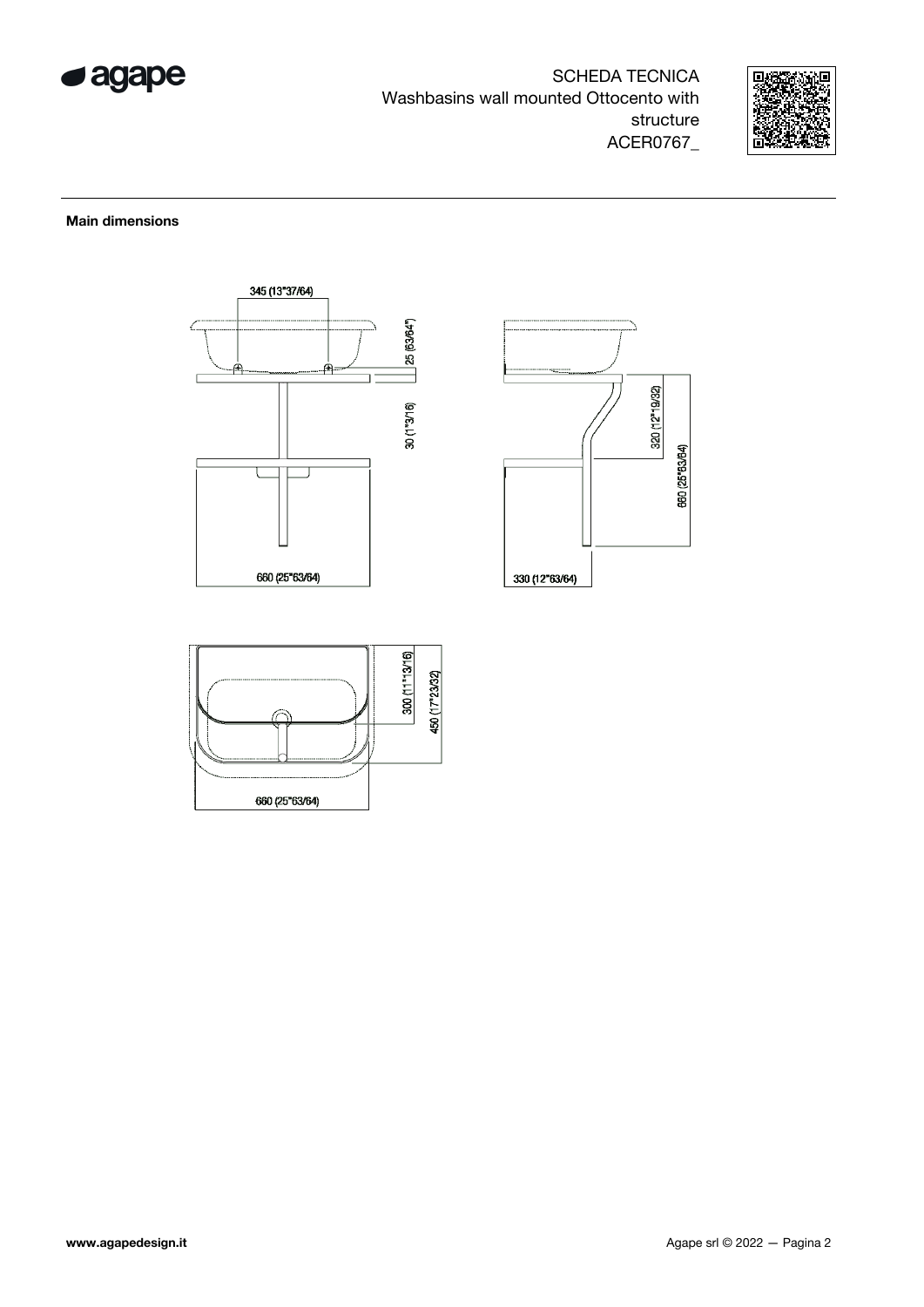SCHEDA TECNICA
Washbasins wall mounted Ottocento with structure
ACER0767_

**Main dimensions**

345 (13"37/64)

25 (63/64")

30 (1"3/16)

660 (25"63/64)

320 (12"19/32)

660 (25"63/64)

330 (12"63/64)

300 (11"13/16)

450 (17"23/32)

660 (25"63/64)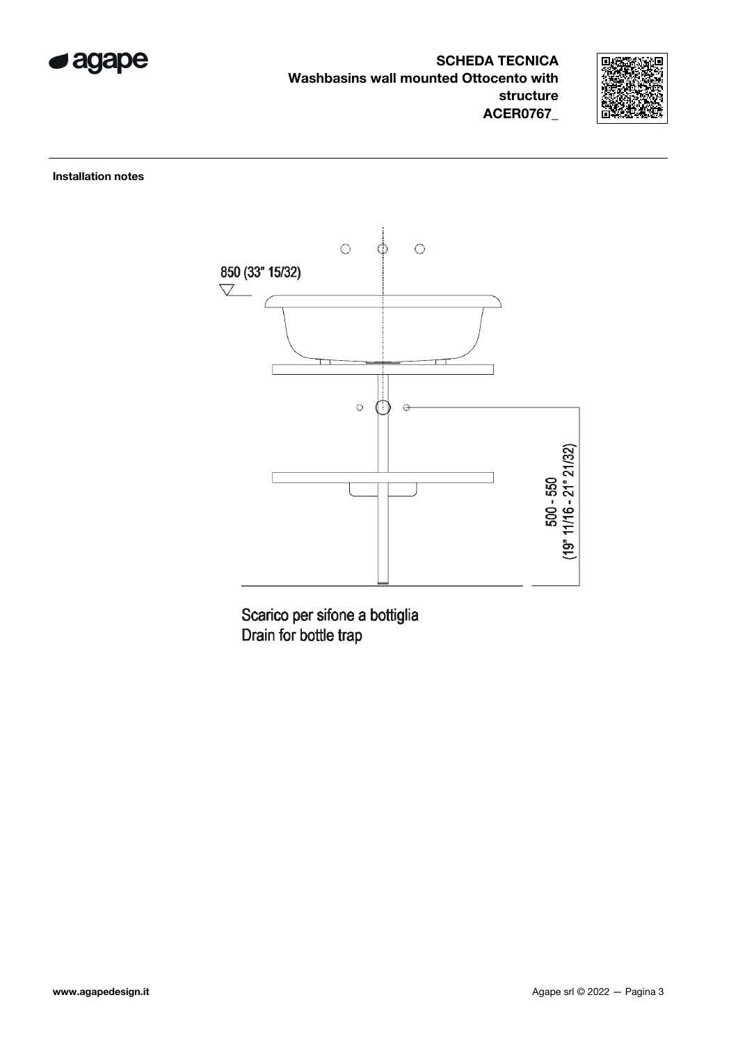**SCHEDA TECNICA**
**Washbasins wall mounted Ottocento with structure**
**ACER0767_**

**Installation notes**

850 (33" 15/32)

500 - 550
(19" 11/16 - 21" 21/32)

Scarico per sifone a bottiglia
Drain for bottle trap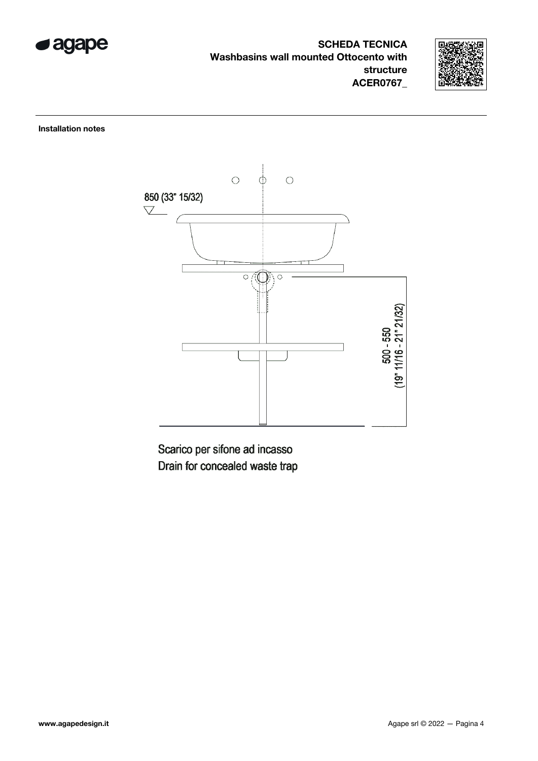**SCHEDA TECNICA**
**Washbasins wall mounted Ottocento with structure**
**ACER0767_**

**Installation notes**

850 (33" 15/32)

500 - 550
(19" 11/16 - 21" 21/32)

Scarico per sifone ad incasso
Drain for concealed waste trap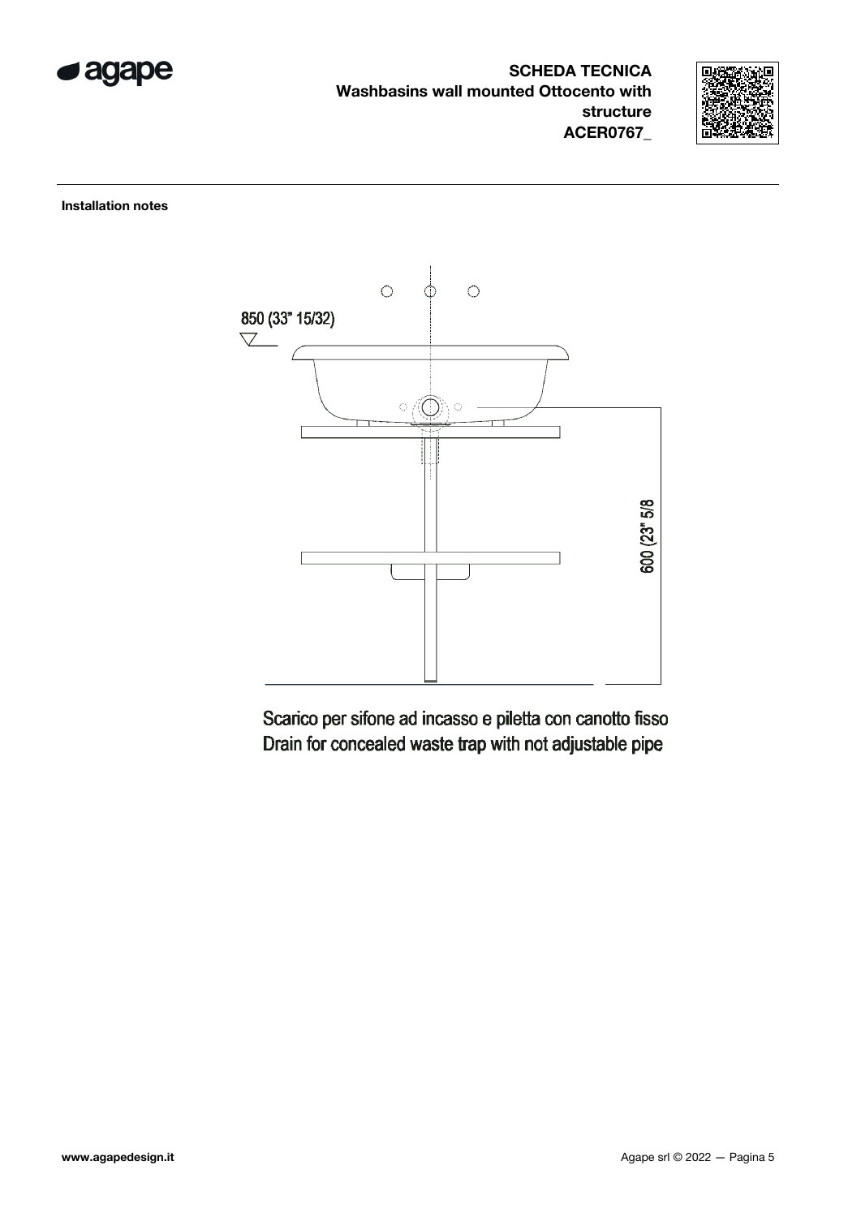**SCHEDA TECNICA**
**Washbasins wall mounted Ottocento with structure**
**ACER0767_**

**Installation notes**

850 (33" 15/32)

600 (23" 5/8

Scarico per sifone ad incasso e piletta con canotto fisso
Drain for concealed waste trap with not adjustable pipe